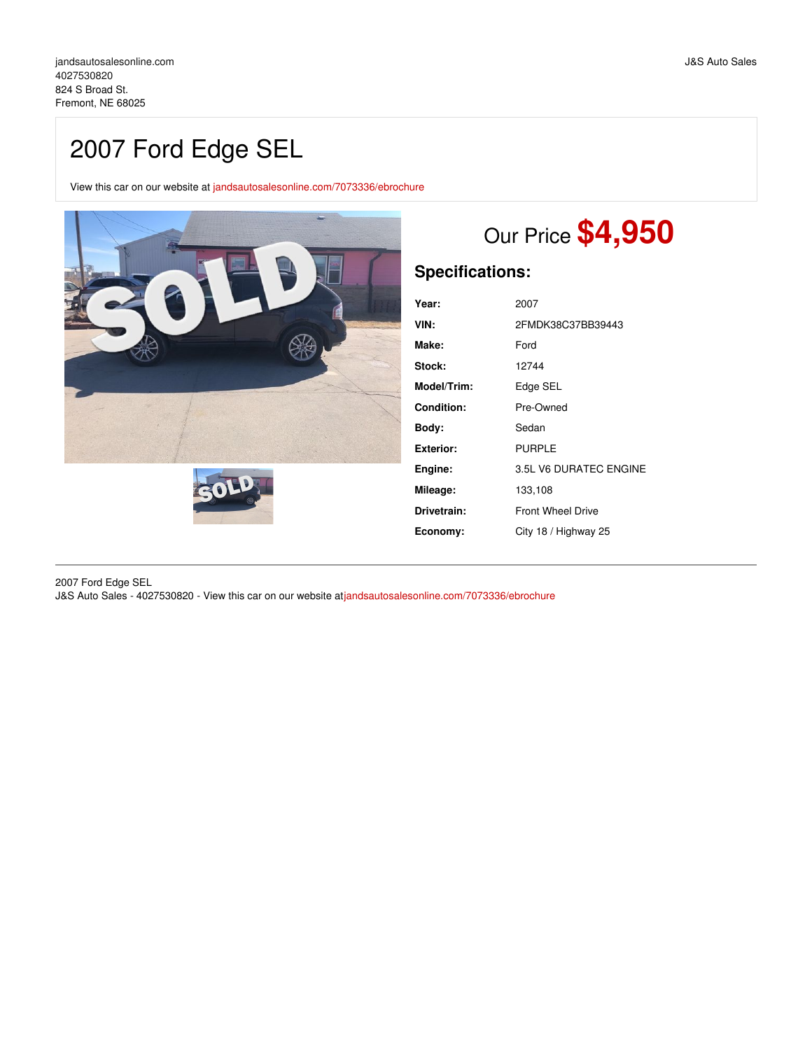jandsautosalesonline.com
4027530820
824 S Broad St.
Fremont, NE 68025

J&S Auto Sales

# 2007 Ford Edge SEL

View this car on our website at jandsautosalesonline.com/7073336/ebrochure

Our Price **$4,950**

## Specifications:

| | |
|---|---|
| **Year:** | 2007 |
| **VIN:** | 2FMDK38C37BB39443 |
| **Make:** | Ford |
| **Stock:** | 12744 |
| **Model/Trim:** | Edge SEL |
| **Condition:** | Pre-Owned |
| **Body:** | Sedan |
| **Exterior:** | PURPLE |
| **Engine:** | 3.5L V6 DURATEC ENGINE |
| **Mileage:** | 133,108 |
| **Drivetrain:** | Front Wheel Drive |
| **Economy:** | City 18 / Highway 25 |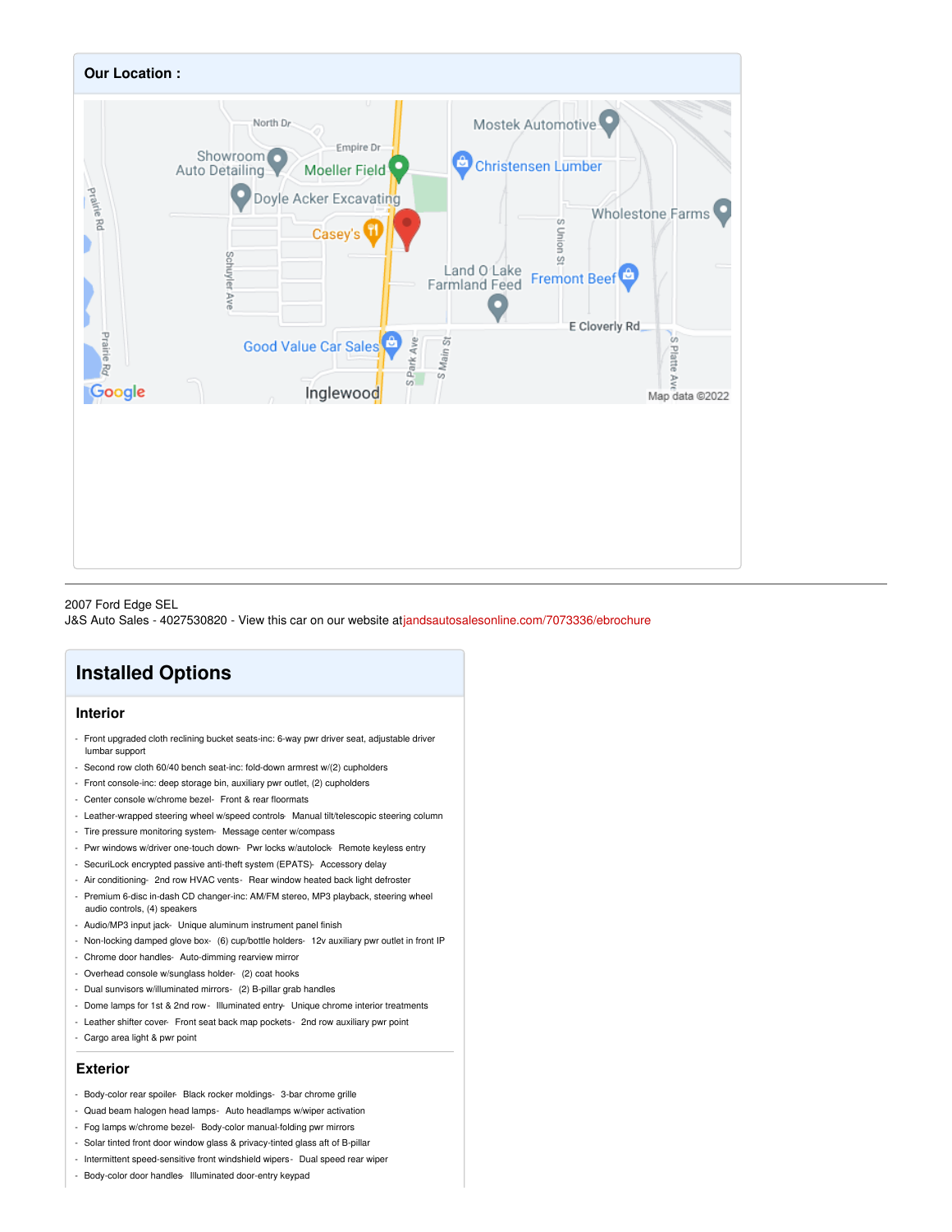## Our Location :

2007 Ford Edge SEL
J&S Auto Sales - 4027530820 - View this car on our website at jandsautosalesonline.com/7073336/ebrochure

## Installed Options

### Interior

- Front upgraded cloth reclining bucket seats-inc: 6-way pwr driver seat, adjustable driver lumbar support
- Second row cloth 60/40 bench seat-inc: fold-down armrest w/(2) cupholders
- Front console-inc: deep storage bin, auxiliary pwr outlet, (2) cupholders
- Center console w/chrome bezel- Front & rear floormats
- Leather-wrapped steering wheel w/speed controls- Manual tilt/telescopic steering column
- Tire pressure monitoring system- Message center w/compass
- Pwr windows w/driver one-touch down- Pwr locks w/autolock- Remote keyless entry
- SecuriLock encrypted passive anti-theft system (EPATS)- Accessory delay
- Air conditioning- 2nd row HVAC vents- Rear window heated back light defroster
- Premium 6-disc in-dash CD changer-inc: AM/FM stereo, MP3 playback, steering wheel audio controls, (4) speakers
- Audio/MP3 input jack- Unique aluminum instrument panel finish
- Non-locking damped glove box- (6) cup/bottle holders- 12v auxiliary pwr outlet in front IP
- Chrome door handles- Auto-dimming rearview mirror
- Overhead console w/sunglass holder- (2) coat hooks
- Dual sunvisors w/illuminated mirrors- (2) B-pillar grab handles
- Dome lamps for 1st & 2nd row - Illuminated entry- Unique chrome interior treatments
- Leather shifter cover- Front seat back map pockets- 2nd row auxiliary pwr point
- Cargo area light & pwr point

### Exterior

- Body-color rear spoiler- Black rocker moldings- 3-bar chrome grille
- Quad beam halogen head lamps- Auto headlamps w/wiper activation
- Fog lamps w/chrome bezel- Body-color manual-folding pwr mirrors
- Solar tinted front door window glass & privacy-tinted glass aft of B-pillar
- Intermittent speed-sensitive front windshield wipers- Dual speed rear wiper
- Body-color door handles- Illuminated door-entry keypad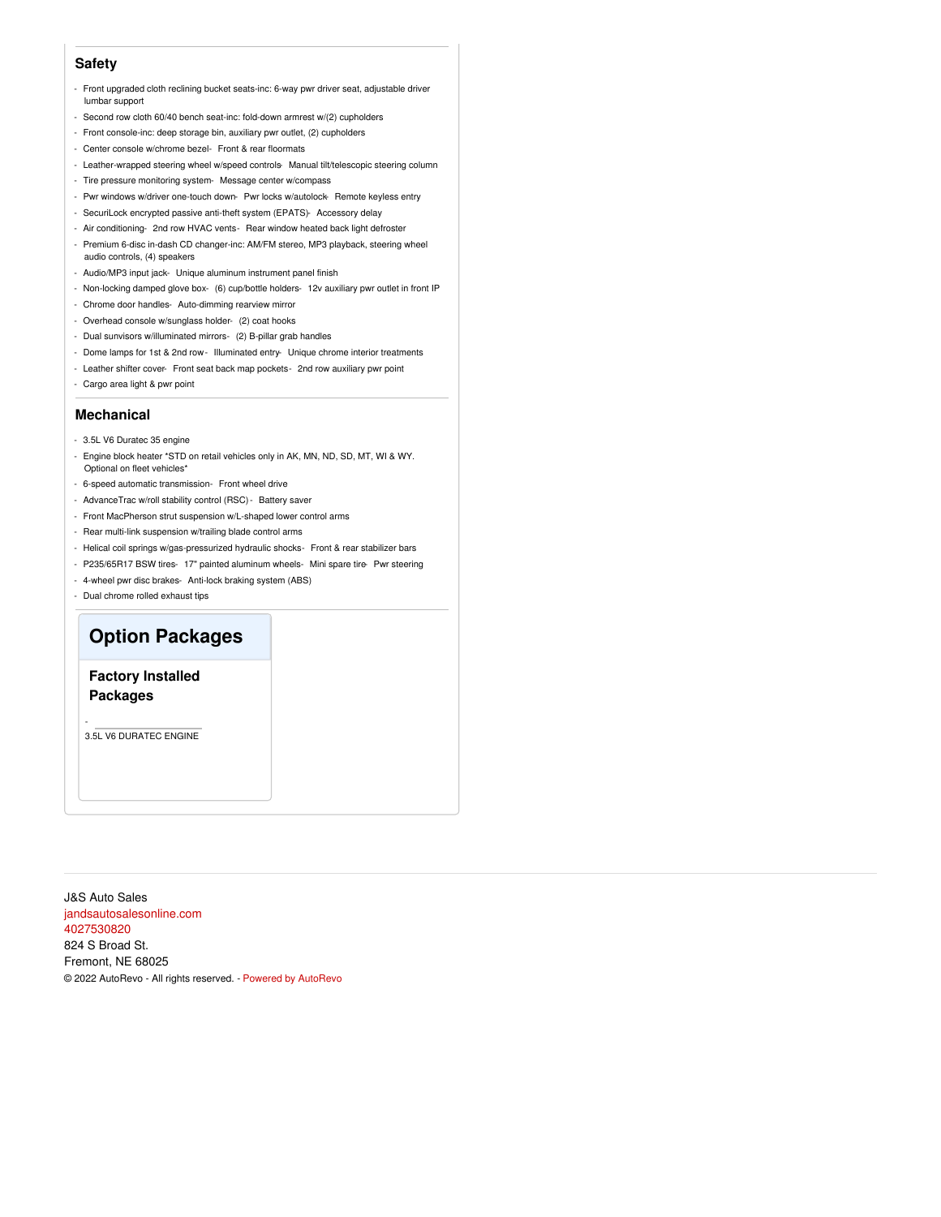## Safety

- Front upgraded cloth reclining bucket seats-inc: 6-way pwr driver seat, adjustable driver lumbar support
- Second row cloth 60/40 bench seat-inc: fold-down armrest w/(2) cupholders
- Front console-inc: deep storage bin, auxiliary pwr outlet, (2) cupholders
- Center console w/chrome bezel- Front & rear floormats
- Leather-wrapped steering wheel w/speed controls- Manual tilt/telescopic steering column
- Tire pressure monitoring system- Message center w/compass
- Pwr windows w/driver one-touch down- Pwr locks w/autolock- Remote keyless entry
- SecuriLock encrypted passive anti-theft system (EPATS)- Accessory delay
- Air conditioning- 2nd row HVAC vents- Rear window heated back light defroster
- Premium 6-disc in-dash CD changer-inc: AM/FM stereo, MP3 playback, steering wheel audio controls, (4) speakers
- Audio/MP3 input jack- Unique aluminum instrument panel finish
- Non-locking damped glove box- (6) cup/bottle holders- 12v auxiliary pwr outlet in front IP
- Chrome door handles- Auto-dimming rearview mirror
- Overhead console w/sunglass holder- (2) coat hooks
- Dual sunvisors w/illuminated mirrors- (2) B-pillar grab handles
- Dome lamps for 1st & 2nd row - Illuminated entry- Unique chrome interior treatments
- Leather shifter cover- Front seat back map pockets- 2nd row auxiliary pwr point
- Cargo area light & pwr point

## Mechanical

- 3.5L V6 Duratec 35 engine
- Engine block heater *STD on retail vehicles only in AK, MN, ND, SD, MT, WI & WY. Optional on fleet vehicles*
- 6-speed automatic transmission- Front wheel drive
- AdvanceTrac w/roll stability control (RSC) - Battery saver
- Front MacPherson strut suspension w/L-shaped lower control arms
- Rear multi-link suspension w/trailing blade control arms
- Helical coil springs w/gas-pressurized hydraulic shocks- Front & rear stabilizer bars
- P235/65R17 BSW tires- 17" painted aluminum wheels- Mini spare tire- Pwr steering
- 4-wheel pwr disc brakes- Anti-lock braking system (ABS)
- Dual chrome rolled exhaust tips

# Option Packages

### Factory Installed Packages

-

3.5L V6 DURATEC ENGINE

J&S Auto Sales
jandsautosalesonline.com
4027530820
824 S Broad St.
Fremont, NE 68025
© 2022 AutoRevo - All rights reserved. - Powered by AutoRevo